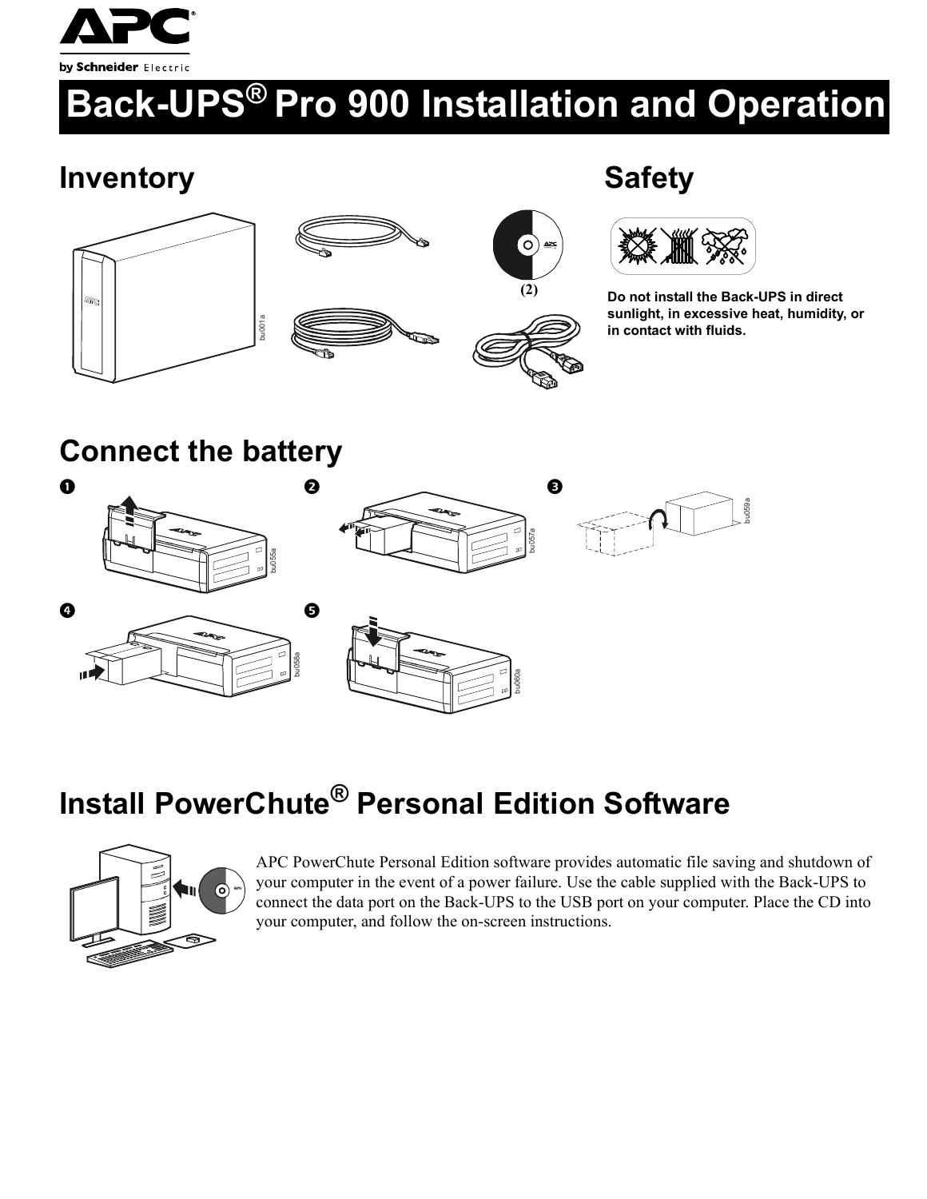# Back-UPS® Pro 900 Installation and Operation

## Inventory

(2)

## Safety

**Do not install the Back-UPS in direct sunlight, in excessive heat, humidity, or in contact with fluids.**

## Connect the battery

❶

❷

❸

❹

❺

## Install PowerChute® Personal Edition Software

APC PowerChute Personal Edition software provides automatic file saving and shutdown of your computer in the event of a power failure. Use the cable supplied with the Back-UPS to connect the data port on the Back-UPS to the USB port on your computer. Place the CD into your computer, and follow the on-screen instructions.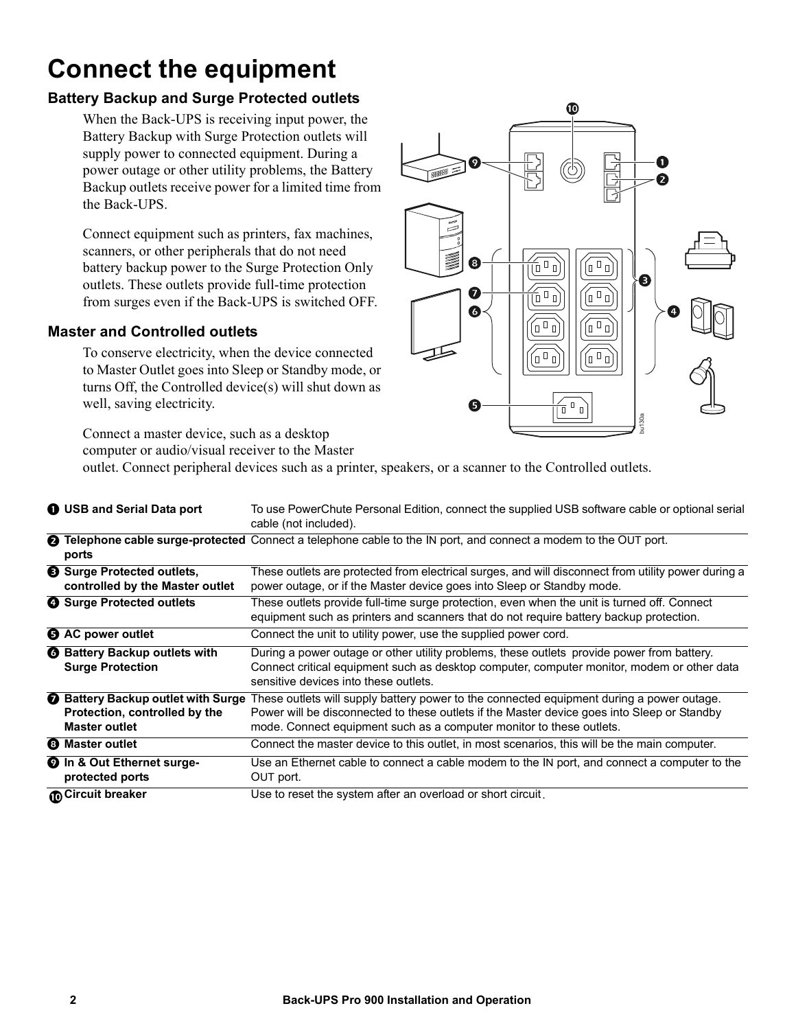# Connect the equipment

## Battery Backup and Surge Protected outlets

When the Back-UPS is receiving input power, the Battery Backup with Surge Protection outlets will supply power to connected equipment. During a power outage or other utility problems, the Battery Backup outlets receive power for a limited time from the Back-UPS.

Connect equipment such as printers, fax machines, scanners, or other peripherals that do not need battery backup power to the Surge Protection Only outlets. These outlets provide full-time protection from surges even if the Back-UPS is switched OFF.

## Master and Controlled outlets

To conserve electricity, when the device connected to Master Outlet goes into Sleep or Standby mode, or turns Off, the Controlled device(s) will shut down as well, saving electricity.

Connect a master device, such as a desktop computer or audio/visual receiver to the Master outlet. Connect peripheral devices such as a printer, speakers, or a scanner to the Controlled outlets.

| | |
|---|---|
| ❶ **USB and Serial Data port** | To use PowerChute Personal Edition, connect the supplied USB software cable or optional serial cable (not included). |
| ❷ **Telephone cable surge-protected ports** | Connect a telephone cable to the IN port, and connect a modem to the OUT port. |
| ❸ **Surge Protected outlets, controlled by the Master outlet** | These outlets are protected from electrical surges, and will disconnect from utility power during a power outage, or if the Master device goes into Sleep or Standby mode. |
| ❹ **Surge Protected outlets** | These outlets provide full-time surge protection, even when the unit is turned off. Connect equipment such as printers and scanners that do not require battery backup protection. |
| ❺ **AC power outlet** | Connect the unit to utility power, use the supplied power cord. |
| ❻ **Battery Backup outlets with Surge Protection** | During a power outage or other utility problems, these outlets provide power from battery. Connect critical equipment such as desktop computer, computer monitor, modem or other data sensitive devices into these outlets. |
| ❼ **Battery Backup outlet with Surge Protection, controlled by the Master outlet** | These outlets will supply battery power to the connected equipment during a power outage. Power will be disconnected to these outlets if the Master device goes into Sleep or Standby mode. Connect equipment such as a computer monitor to these outlets. |
| ❽ **Master outlet** | Connect the master device to this outlet, in most scenarios, this will be the main computer. |
| ❾ **In & Out Ethernet surge-protected ports** | Use an Ethernet cable to connect a cable modem to the IN port, and connect a computer to the OUT port. |
| ❿ **Circuit breaker** | Use to reset the system after an overload or short circuit. |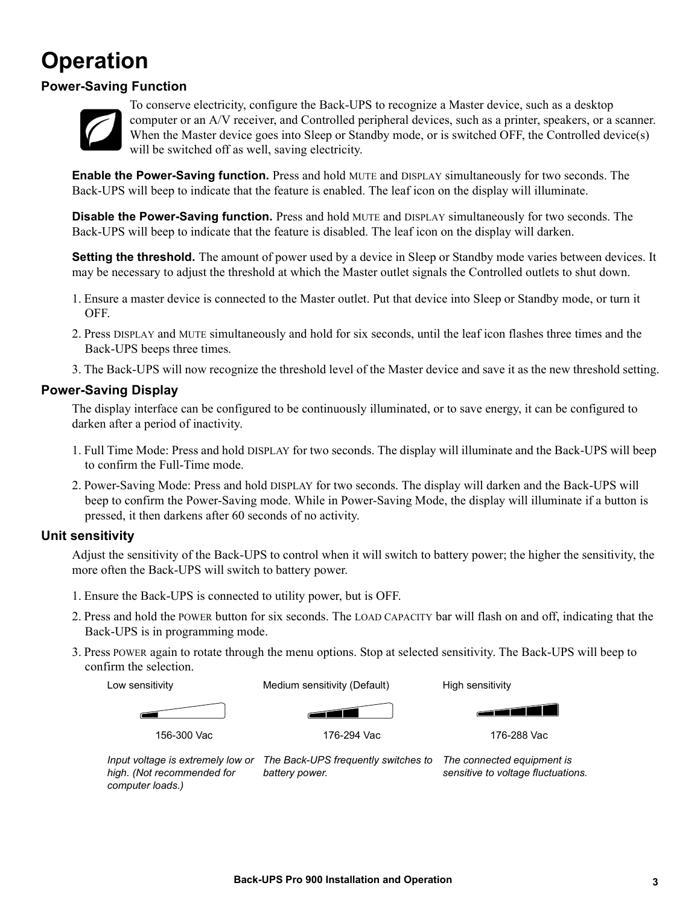# Operation

## Power-Saving Function

To conserve electricity, configure the Back-UPS to recognize a Master device, such as a desktop computer or an A/V receiver, and Controlled peripheral devices, such as a printer, speakers, or a scanner. When the Master device goes into Sleep or Standby mode, or is switched OFF, the Controlled device(s) will be switched off as well, saving electricity.

**Enable the Power-Saving function.** Press and hold MUTE and DISPLAY simultaneously for two seconds. The Back-UPS will beep to indicate that the feature is enabled. The leaf icon on the display will illuminate.

**Disable the Power-Saving function.** Press and hold MUTE and DISPLAY simultaneously for two seconds. The Back-UPS will beep to indicate that the feature is disabled. The leaf icon on the display will darken.

**Setting the threshold.** The amount of power used by a device in Sleep or Standby mode varies between devices. It may be necessary to adjust the threshold at which the Master outlet signals the Controlled outlets to shut down.

1. Ensure a master device is connected to the Master outlet. Put that device into Sleep or Standby mode, or turn it OFF.
2. Press DISPLAY and MUTE simultaneously and hold for six seconds, until the leaf icon flashes three times and the Back-UPS beeps three times.
3. The Back-UPS will now recognize the threshold level of the Master device and save it as the new threshold setting.

## Power-Saving Display

The display interface can be configured to be continuously illuminated, or to save energy, it can be configured to darken after a period of inactivity.

1. Full Time Mode: Press and hold DISPLAY for two seconds. The display will illuminate and the Back-UPS will beep to confirm the Full-Time mode.
2. Power-Saving Mode: Press and hold DISPLAY for two seconds. The display will darken and the Back-UPS will beep to confirm the Power-Saving mode. While in Power-Saving Mode, the display will illuminate if a button is pressed, it then darkens after 60 seconds of no activity.

## Unit sensitivity

Adjust the sensitivity of the Back-UPS to control when it will switch to battery power; the higher the sensitivity, the more often the Back-UPS will switch to battery power.

1. Ensure the Back-UPS is connected to utility power, but is OFF.
2. Press and hold the POWER button for six seconds. The LOAD CAPACITY bar will flash on and off, indicating that the Back-UPS is in programming mode.
3. Press POWER again to rotate through the menu options. Stop at selected sensitivity. The Back-UPS will beep to confirm the selection.

| Low sensitivity | Medium sensitivity (Default) | High sensitivity |
|---|---|---|
| 156-300 Vac | 176-294 Vac | 176-288 Vac |
| *Input voltage is extremely low or high. (Not recommended for computer loads.)* | *The Back-UPS frequently switches to battery power.* | *The connected equipment is sensitive to voltage fluctuations.* |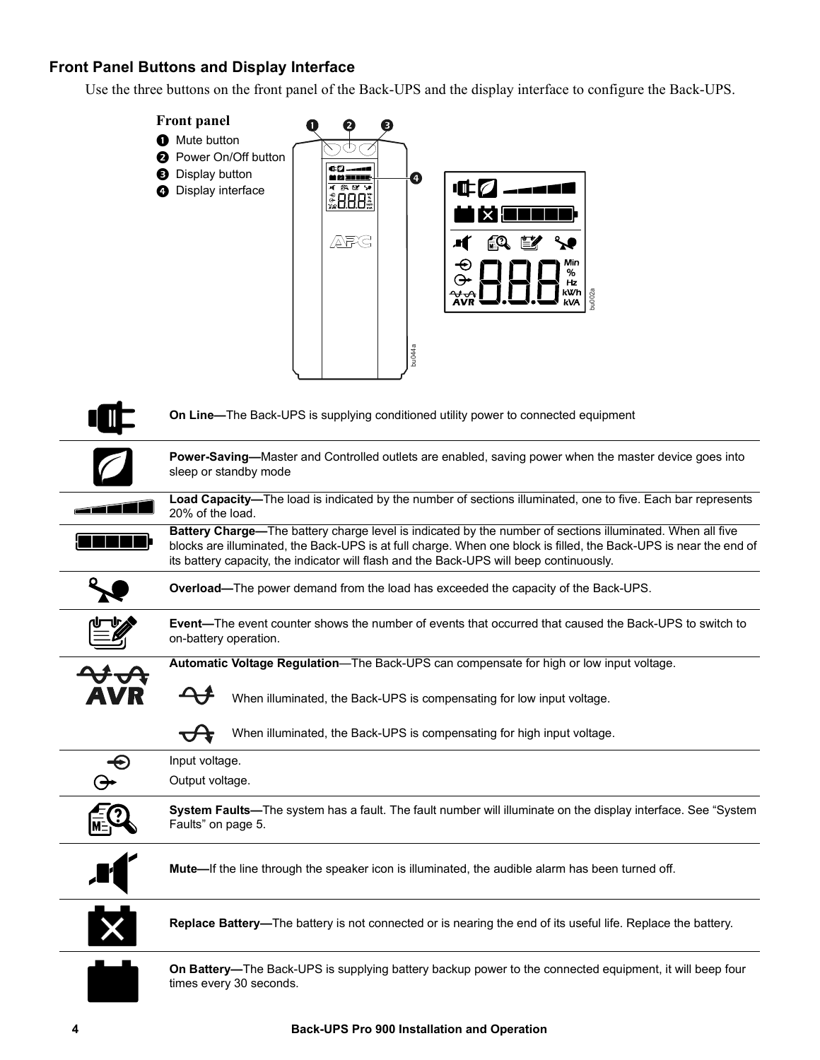## Front Panel Buttons and Display Interface

Use the three buttons on the front panel of the Back-UPS and the display interface to configure the Back-UPS.

**Front panel**

1. Mute button
2. Power On/Off button
3. Display button
4. Display interface

| | |
|---|---|
| | **On Line—**The Back-UPS is supplying conditioned utility power to connected equipment |
| | **Power-Saving—**Master and Controlled outlets are enabled, saving power when the master device goes into sleep or standby mode |
| | **Load Capacity—**The load is indicated by the number of sections illuminated, one to five. Each bar represents 20% of the load. |
| | **Battery Charge—**The battery charge level is indicated by the number of sections illuminated. When all five blocks are illuminated, the Back-UPS is at full charge. When one block is filled, the Back-UPS is near the end of its battery capacity, the indicator will flash and the Back-UPS will beep continuously. |
| | **Overload—**The power demand from the load has exceeded the capacity of the Back-UPS. |
| | **Event—**The event counter shows the number of events that occurred that caused the Back-UPS to switch to on-battery operation. |
| AVR | **Automatic Voltage Regulation**—The Back-UPS can compensate for high or low input voltage. When illuminated, the Back-UPS is compensating for low input voltage. When illuminated, the Back-UPS is compensating for high input voltage. |
| | Input voltage. Output voltage. |
| | **System Faults—**The system has a fault. The fault number will illuminate on the display interface. See “System Faults” on page 5. |
| | **Mute—**If the line through the speaker icon is illuminated, the audible alarm has been turned off. |
| | **Replace Battery—**The battery is not connected or is nearing the end of its useful life. Replace the battery. |
| | **On Battery—**The Back-UPS is supplying battery backup power to the connected equipment, it will beep four times every 30 seconds. |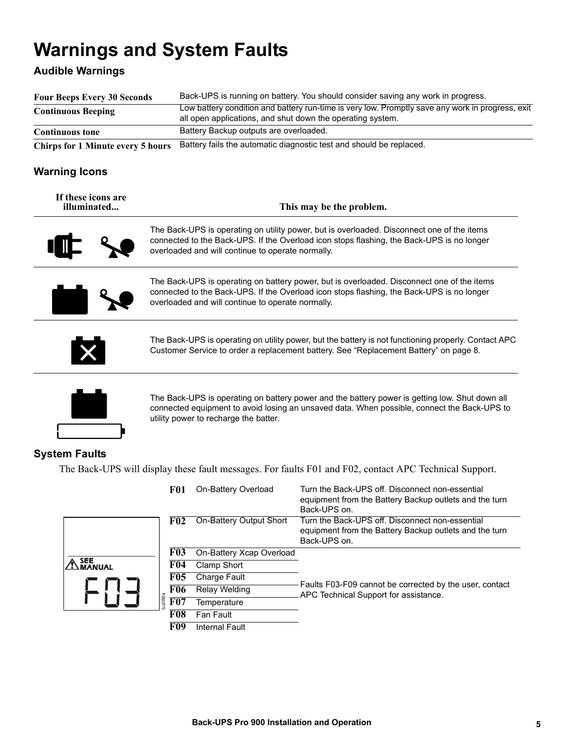# Warnings and System Faults

## Audible Warnings

| | |
|---|---|
| **Four Beeps Every 30 Seconds** | Back-UPS is running on battery. You should consider saving any work in progress. |
| **Continuous Beeping** | Low battery condition and battery run-time is very low. Promptly save any work in progress, exit all open applications, and shut down the operating system. |
| **Continuous tone** | Battery Backup outputs are overloaded. |
| **Chirps for 1 Minute every 5 hours** | Battery fails the automatic diagnostic test and should be replaced. |

## Warning Icons

| If these icons are illuminated... | This may be the problem. |
|---|---|
| | The Back-UPS is operating on utility power, but is overloaded. Disconnect one of the items connected to the Back-UPS. If the Overload icon stops flashing, the Back-UPS is no longer overloaded and will continue to operate normally. |
| | The Back-UPS is operating on battery power, but is overloaded. Disconnect one of the items connected to the Back-UPS. If the Overload icon stops flashing, the Back-UPS is no longer overloaded and will continue to operate normally. |
| | The Back-UPS is operating on utility power, but the battery is not functioning properly. Contact APC Customer Service to order a replacement battery. See "Replacement Battery" on page 8. |
| | The Back-UPS is operating on battery power and the battery power is getting low. Shut down all connected equipment to avoid losing an unsaved data. When possible, connect the Back-UPS to utility power to recharge the batter. |

## System Faults

The Back-UPS will display these fault messages. For faults F01 and F02, contact APC Technical Support.

SEE MANUAL

F03

| | | |
|---|---|---|
| **F01** | On-Battery Overload | Turn the Back-UPS off. Disconnect non-essential equipment from the Battery Backup outlets and the turn Back-UPS on. |
| **F02** | On-Battery Output Short | Turn the Back-UPS off. Disconnect non-essential equipment from the Battery Backup outlets and the turn Back-UPS on. |
| **F03** | On-Battery Xcap Overload | Faults F03-F09 cannot be corrected by the user, contact APC Technical Support for assistance. |
| **F04** | Clamp Short | |
| **F05** | Charge Fault | |
| **F06** | Relay Welding | |
| **F07** | Temperature | |
| **F08** | Fan Fault | |
| **F09** | Internal Fault | |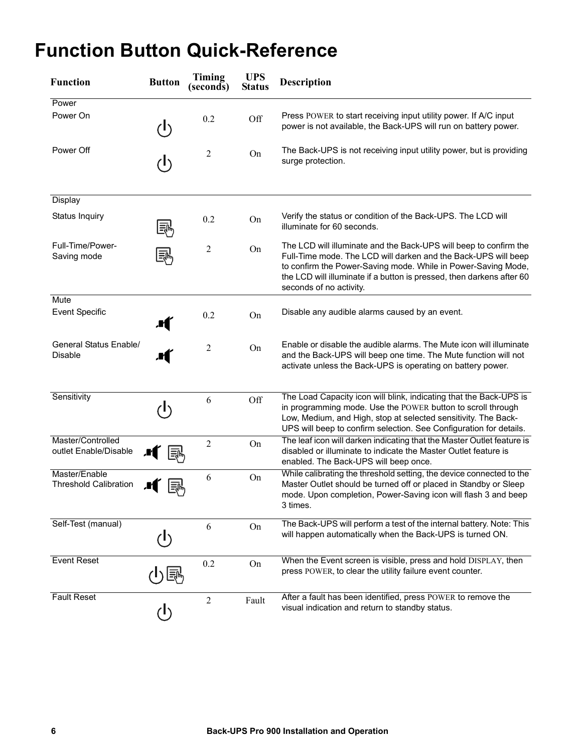# Function Button Quick-Reference

| Function | Button | Timing (seconds) | UPS Status | Description |
|---|---|---|---|---|
| Power | | | | |
| Power On | | 0.2 | Off | Press POWER to start receiving input utility power. If A/C input power is not available, the Back-UPS will run on battery power. |
| Power Off | | 2 | On | The Back-UPS is not receiving input utility power, but is providing surge protection. |
| Display | | | | |
| Status Inquiry | | 0.2 | On | Verify the status or condition of the Back-UPS. The LCD will illuminate for 60 seconds. |
| Full-Time/Power-Saving mode | | 2 | On | The LCD will illuminate and the Back-UPS will beep to confirm the Full-Time mode. The LCD will darken and the Back-UPS will beep to confirm the Power-Saving mode. While in Power-Saving Mode, the LCD will illuminate if a button is pressed, then darkens after 60 seconds of no activity. |
| Mute | | | | |
| Event Specific | | 0.2 | On | Disable any audible alarms caused by an event. |
| General Status Enable/Disable | | 2 | On | Enable or disable the audible alarms. The Mute icon will illuminate and the Back-UPS will beep one time. The Mute function will not activate unless the Back-UPS is operating on battery power. |
| Sensitivity | | 6 | Off | The Load Capacity icon will blink, indicating that the Back-UPS is in programming mode. Use the POWER button to scroll through Low, Medium, and High, stop at selected sensitivity. The Back-UPS will beep to confirm selection. See Configuration for details. |
| Master/Controlled outlet Enable/Disable | | 2 | On | The leaf icon will darken indicating that the Master Outlet feature is disabled or illuminate to indicate the Master Outlet feature is enabled. The Back-UPS will beep once. |
| Master/Enable Threshold Calibration | | 6 | On | While calibrating the threshold setting, the device connected to the Master Outlet should be turned off or placed in Standby or Sleep mode. Upon completion, Power-Saving icon will flash 3 and beep 3 times. |
| Self-Test (manual) | | 6 | On | The Back-UPS will perform a test of the internal battery. Note: This will happen automatically when the Back-UPS is turned ON. |
| Event Reset | | 0.2 | On | When the Event screen is visible, press and hold DISPLAY, then press POWER, to clear the utility failure event counter. |
| Fault Reset | | 2 | Fault | After a fault has been identified, press POWER to remove the visual indication and return to standby status. |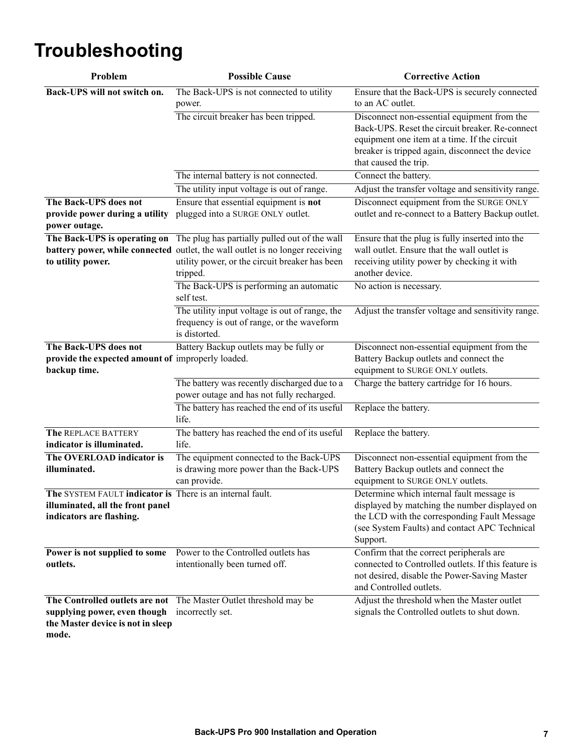# Troubleshooting

| Problem | Possible Cause | Corrective Action |
|---|---|---|
| **Back-UPS will not switch on.** | The Back-UPS is not connected to utility power. | Ensure that the Back-UPS is securely connected to an AC outlet. |
| | The circuit breaker has been tripped. | Disconnect non-essential equipment from the Back-UPS. Reset the circuit breaker. Re-connect equipment one item at a time. If the circuit breaker is tripped again, disconnect the device that caused the trip. |
| | The internal battery is not connected. | Connect the battery. |
| | The utility input voltage is out of range. | Adjust the transfer voltage and sensitivity range. |
| **The Back-UPS does not provide power during a utility power outage.** | Ensure that essential equipment is **not** plugged into a SURGE ONLY outlet. | Disconnect equipment from the SURGE ONLY outlet and re-connect to a Battery Backup outlet. |
| **The Back-UPS is operating on battery power, while connected to utility power.** | The plug has partially pulled out of the wall outlet, the wall outlet is no longer receiving utility power, or the circuit breaker has been tripped. | Ensure that the plug is fully inserted into the wall outlet. Ensure that the wall outlet is receiving utility power by checking it with another device. |
| | The Back-UPS is performing an automatic self test. | No action is necessary. |
| | The utility input voltage is out of range, the frequency is out of range, or the waveform is distorted. | Adjust the transfer voltage and sensitivity range. |
| **The Back-UPS does not provide the expected amount of backup time.** | Battery Backup outlets may be fully or improperly loaded. | Disconnect non-essential equipment from the Battery Backup outlets and connect the equipment to SURGE ONLY outlets. |
| | The battery was recently discharged due to a power outage and has not fully recharged. | Charge the battery cartridge for 16 hours. |
| | The battery has reached the end of its useful life. | Replace the battery. |
| **The REPLACE BATTERY indicator is illuminated.** | The battery has reached the end of its useful life. | Replace the battery. |
| **The OVERLOAD indicator is illuminated.** | The equipment connected to the Back-UPS is drawing more power than the Back-UPS can provide. | Disconnect non-essential equipment from the Battery Backup outlets and connect the equipment to SURGE ONLY outlets. |
| **The SYSTEM FAULT indicator is illuminated, all the front panel indicators are flashing.** | There is an internal fault. | Determine which internal fault message is displayed by matching the number displayed on the LCD with the corresponding Fault Message (see System Faults) and contact APC Technical Support. |
| **Power is not supplied to some outlets.** | Power to the Controlled outlets has intentionally been turned off. | Confirm that the correct peripherals are connected to Controlled outlets. If this feature is not desired, disable the Power-Saving Master and Controlled outlets. |
| **The Controlled outlets are not supplying power, even though the Master device is not in sleep mode.** | The Master Outlet threshold may be incorrectly set. | Adjust the threshold when the Master outlet signals the Controlled outlets to shut down. |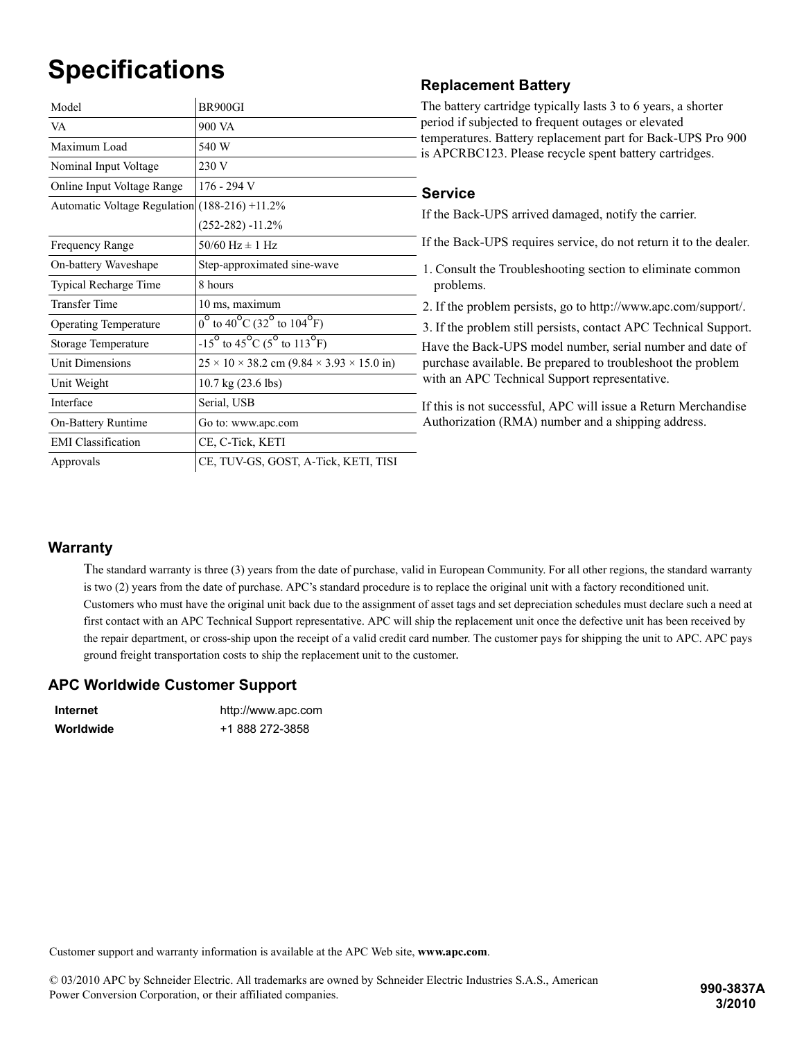# Specifications

| | |
|---|---|
| Model | BR900GI |
| VA | 900 VA |
| Maximum Load | 540 W |
| Nominal Input Voltage | 230 V |
| Online Input Voltage Range | 176 - 294 V |
| Automatic Voltage Regulation | (188-216) +11.2% |
| | (252-282) -11.2% |
| Frequency Range | 50/60 Hz ± 1 Hz |
| On-battery Waveshape | Step-approximated sine-wave |
| Typical Recharge Time | 8 hours |
| Transfer Time | 10 ms, maximum |
| Operating Temperature | 0° to 40°C (32° to 104°F) |
| Storage Temperature | -15° to 45°C (5° to 113°F) |
| Unit Dimensions | 25 × 10 × 38.2 cm (9.84 × 3.93 × 15.0 in) |
| Unit Weight | 10.7 kg (23.6 lbs) |
| Interface | Serial, USB |
| On-Battery Runtime | Go to: www.apc.com |
| EMI Classification | CE, C-Tick, KETI |
| Approvals | CE, TUV-GS, GOST, A-Tick, KETI, TISI |

## Replacement Battery

The battery cartridge typically lasts 3 to 6 years, a shorter period if subjected to frequent outages or elevated temperatures. Battery replacement part for Back-UPS Pro 900 is APCRBC123. Please recycle spent battery cartridges.

## Service

If the Back-UPS arrived damaged, notify the carrier.

If the Back-UPS requires service, do not return it to the dealer.

1. Consult the Troubleshooting section to eliminate common problems.
2. If the problem persists, go to http://www.apc.com/support/.
3. If the problem still persists, contact APC Technical Support.

Have the Back-UPS model number, serial number and date of purchase available. Be prepared to troubleshoot the problem with an APC Technical Support representative.

If this is not successful, APC will issue a Return Merchandise Authorization (RMA) number and a shipping address.

## Warranty

The standard warranty is three (3) years from the date of purchase, valid in European Community. For all other regions, the standard warranty is two (2) years from the date of purchase. APC's standard procedure is to replace the original unit with a factory reconditioned unit. Customers who must have the original unit back due to the assignment of asset tags and set depreciation schedules must declare such a need at first contact with an APC Technical Support representative. APC will ship the replacement unit once the defective unit has been received by the repair department, or cross-ship upon the receipt of a valid credit card number. The customer pays for shipping the unit to APC. APC pays ground freight transportation costs to ship the replacement unit to the customer.

## APC Worldwide Customer Support

| | |
|---|---|
| **Internet** | http://www.apc.com |
| **Worldwide** | +1 888 272-3858 |

Customer support and warranty information is available at the APC Web site, **www.apc.com**.

© 03/2010 APC by Schneider Electric. All trademarks are owned by Schneider Electric Industries S.A.S., American Power Conversion Corporation, or their affiliated companies.

**990-3837A**
**3/2010**